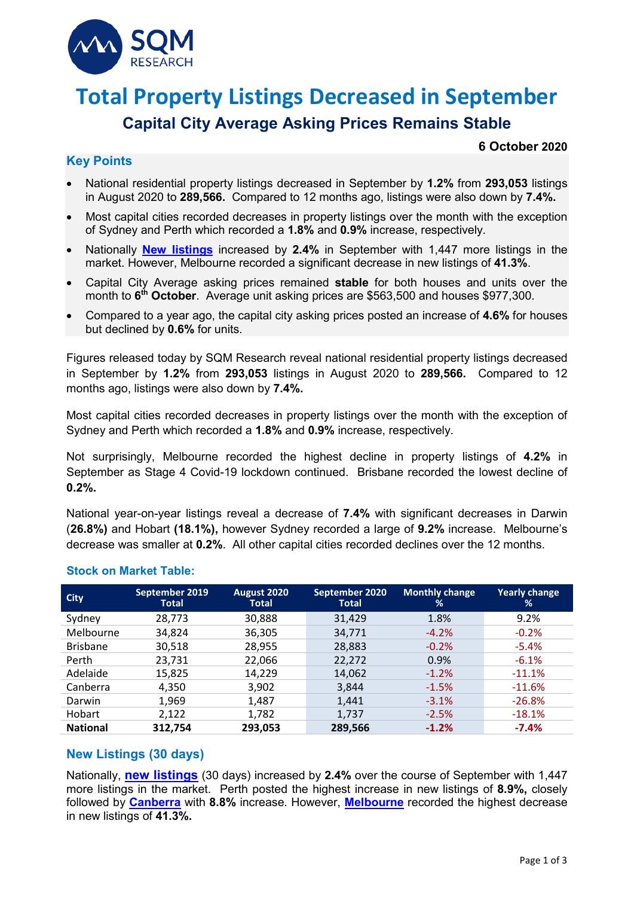SQM RESEARCH

# Total Property Listings Decreased in September

## Capital City Average Asking Prices Remains Stable

**6 October 2020**

### Key Points

- National residential property listings decreased in September by **1.2%** from **293,053** listings in August 2020 to **289,566.** Compared to 12 months ago, listings were also down by **7.4%.**
- Most capital cities recorded decreases in property listings over the month with the exception of Sydney and Perth which recorded a **1.8%** and **0.9%** increase, respectively.
- Nationally **New listings** increased by **2.4%** in September with 1,447 more listings in the market. However, Melbourne recorded a significant decrease in new listings of **41.3%**.
- Capital City Average asking prices remained **stable** for both houses and units over the month to **6th October**. Average unit asking prices are $563,500 and houses $977,300.
- Compared to a year ago, the capital city asking prices posted an increase of **4.6%** for houses but declined by **0.6%** for units.

Figures released today by SQM Research reveal national residential property listings decreased in September by **1.2%** from **293,053** listings in August 2020 to **289,566.** Compared to 12 months ago, listings were also down by **7.4%.**

Most capital cities recorded decreases in property listings over the month with the exception of Sydney and Perth which recorded a **1.8%** and **0.9%** increase, respectively.

Not surprisingly, Melbourne recorded the highest decline in property listings of **4.2%** in September as Stage 4 Covid-19 lockdown continued. Brisbane recorded the lowest decline of **0.2%.**

National year-on-year listings reveal a decrease of **7.4%** with significant decreases in Darwin (**26.8%)** and Hobart **(18.1%),** however Sydney recorded a large of **9.2%** increase. Melbourne's decrease was smaller at **0.2%**. All other capital cities recorded declines over the 12 months.

### Stock on Market Table:

| City | September 2019 Total | August 2020 Total | September 2020 Total | Monthly change % | Yearly change % |
|---|---|---|---|---|---|
| Sydney | 28,773 | 30,888 | 31,429 | 1.8% | 9.2% |
| Melbourne | 34,824 | 36,305 | 34,771 | -4.2% | -0.2% |
| Brisbane | 30,518 | 28,955 | 28,883 | -0.2% | -5.4% |
| Perth | 23,731 | 22,066 | 22,272 | 0.9% | -6.1% |
| Adelaide | 15,825 | 14,229 | 14,062 | -1.2% | -11.1% |
| Canberra | 4,350 | 3,902 | 3,844 | -1.5% | -11.6% |
| Darwin | 1,969 | 1,487 | 1,441 | -3.1% | -26.8% |
| Hobart | 2,122 | 1,782 | 1,737 | -2.5% | -18.1% |
| **National** | **312,754** | **293,053** | **289,566** | **-1.2%** | **-7.4%** |

### New Listings (30 days)

Nationally, **new listings** (30 days) increased by **2.4%** over the course of September with 1,447 more listings in the market. Perth posted the highest increase in new listings of **8.9%,** closely followed by **Canberra** with **8.8%** increase. However, **Melbourne** recorded the highest decrease in new listings of **41.3%.**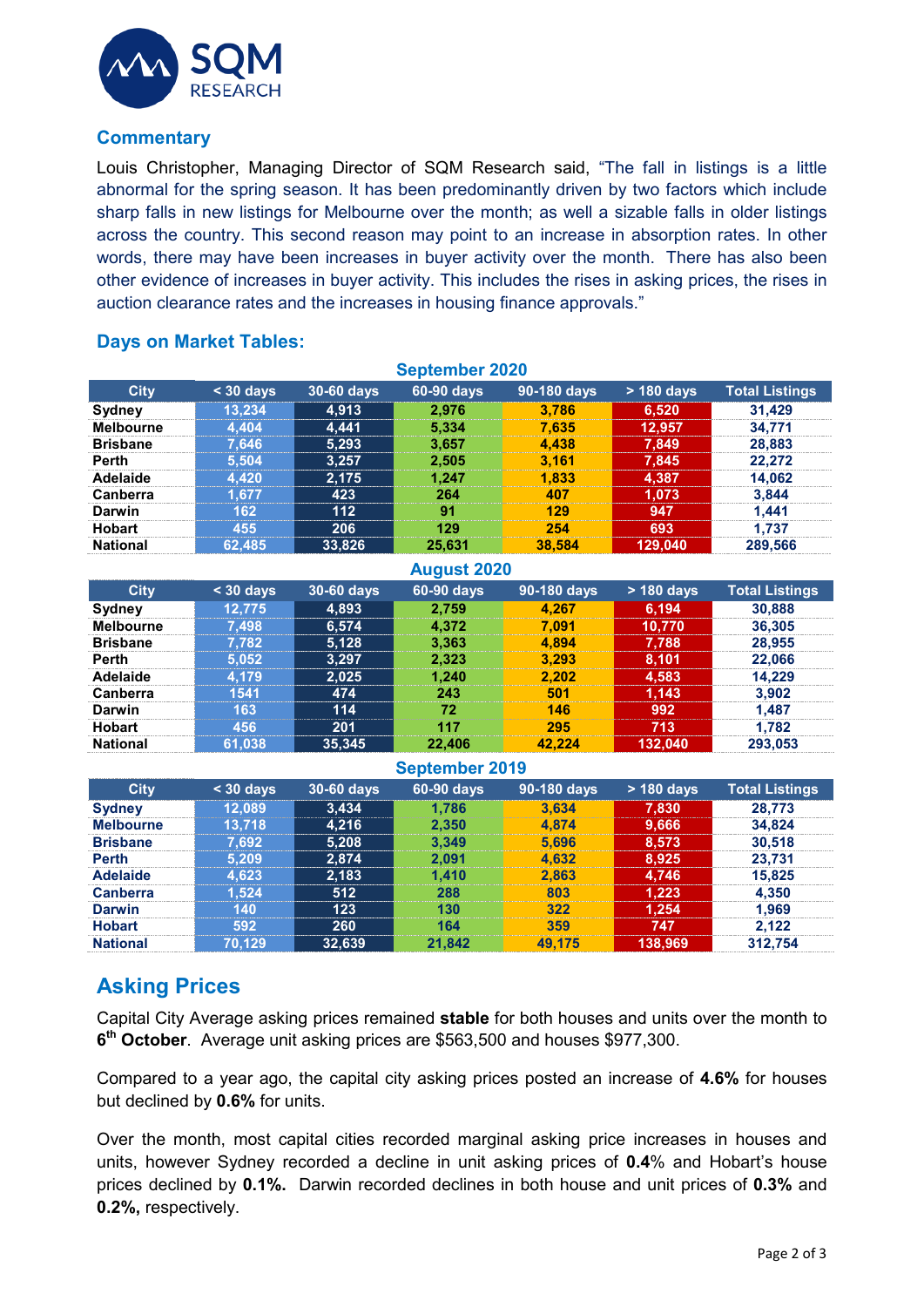## Commentary

Louis Christopher, Managing Director of SQM Research said, "The fall in listings is a little abnormal for the spring season. It has been predominantly driven by two factors which include sharp falls in new listings for Melbourne over the month; as well a sizable falls in older listings across the country. This second reason may point to an increase in absorption rates. In other words, there may have been increases in buyer activity over the month. There has also been other evidence of increases in buyer activity. This includes the rises in asking prices, the rises in auction clearance rates and the increases in housing finance approvals."

## Days on Market Tables:

**September 2020**

| City | < 30 days | 30-60 days | 60-90 days | 90-180 days | > 180 days | Total Listings |
|---|---|---|---|---|---|---|
| Sydney | 13,234 | 4,913 | 2,976 | 3,786 | 6,520 | 31,429 |
| Melbourne | 4,404 | 4,441 | 5,334 | 7,635 | 12,957 | 34,771 |
| Brisbane | 7,646 | 5,293 | 3,657 | 4,438 | 7,849 | 28,883 |
| Perth | 5,504 | 3,257 | 2,505 | 3,161 | 7,845 | 22,272 |
| Adelaide | 4,420 | 2,175 | 1,247 | 1,833 | 4,387 | 14,062 |
| Canberra | 1,677 | 423 | 264 | 407 | 1,073 | 3,844 |
| Darwin | 162 | 112 | 91 | 129 | 947 | 1,441 |
| Hobart | 455 | 206 | 129 | 254 | 693 | 1,737 |
| National | 62,485 | 33,826 | 25,631 | 38,584 | 129,040 | 289,566 |

**August 2020**

| City | < 30 days | 30-60 days | 60-90 days | 90-180 days | > 180 days | Total Listings |
|---|---|---|---|---|---|---|
| Sydney | 12,775 | 4,893 | 2,759 | 4,267 | 6,194 | 30,888 |
| Melbourne | 7,498 | 6,574 | 4,372 | 7,091 | 10,770 | 36,305 |
| Brisbane | 7,782 | 5,128 | 3,363 | 4,894 | 7,788 | 28,955 |
| Perth | 5,052 | 3,297 | 2,323 | 3,293 | 8,101 | 22,066 |
| Adelaide | 4,179 | 2,025 | 1,240 | 2,202 | 4,583 | 14,229 |
| Canberra | 1541 | 474 | 243 | 501 | 1,143 | 3,902 |
| Darwin | 163 | 114 | 72 | 146 | 992 | 1,487 |
| Hobart | 456 | 201 | 117 | 295 | 713 | 1,782 |
| National | 61,038 | 35,345 | 22,406 | 42,224 | 132,040 | 293,053 |

**September 2019**

| City | < 30 days | 30-60 days | 60-90 days | 90-180 days | > 180 days | Total Listings |
|---|---|---|---|---|---|---|
| Sydney | 12,089 | 3,434 | 1,786 | 3,634 | 7,830 | 28,773 |
| Melbourne | 13,718 | 4,216 | 2,350 | 4,874 | 9,666 | 34,824 |
| Brisbane | 7,692 | 5,208 | 3,349 | 5,696 | 8,573 | 30,518 |
| Perth | 5,209 | 2,874 | 2,091 | 4,632 | 8,925 | 23,731 |
| Adelaide | 4,623 | 2,183 | 1,410 | 2,863 | 4,746 | 15,825 |
| Canberra | 1,524 | 512 | 288 | 803 | 1,223 | 4,350 |
| Darwin | 140 | 123 | 130 | 322 | 1,254 | 1,969 |
| Hobart | 592 | 260 | 164 | 359 | 747 | 2,122 |
| National | 70,129 | 32,639 | 21,842 | 49,175 | 138,969 | 312,754 |

## Asking Prices

Capital City Average asking prices remained **stable** for both houses and units over the month to **6th October**. Average unit asking prices are $563,500 and houses $977,300.

Compared to a year ago, the capital city asking prices posted an increase of **4.6%** for houses but declined by **0.6%** for units.

Over the month, most capital cities recorded marginal asking price increases in houses and units, however Sydney recorded a decline in unit asking prices of **0.4**% and Hobart's house prices declined by **0.1%.** Darwin recorded declines in both house and unit prices of **0.3%** and **0.2%,** respectively.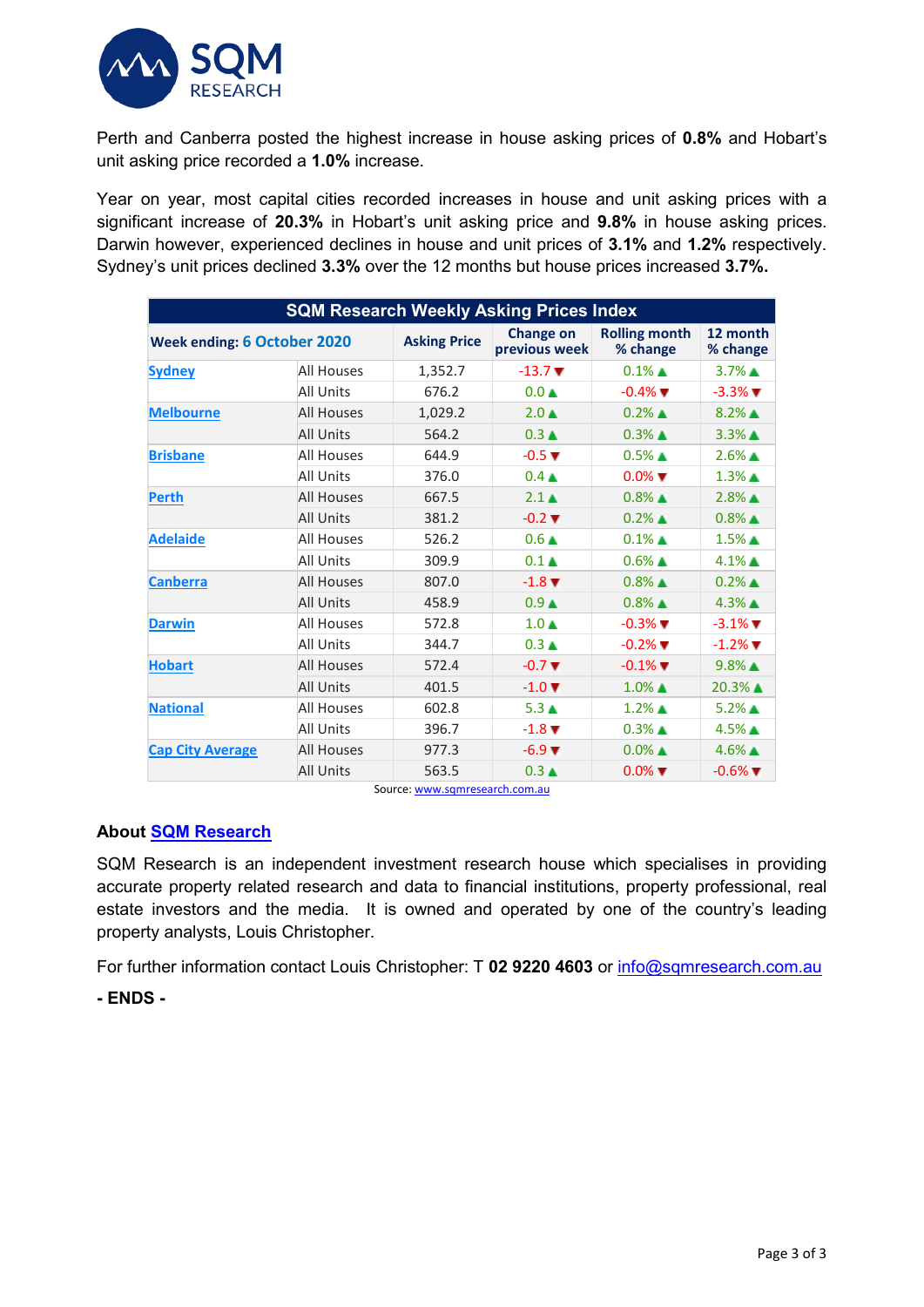Perth and Canberra posted the highest increase in house asking prices of **0.8%** and Hobart's unit asking price recorded a **1.0%** increase.

Year on year, most capital cities recorded increases in house and unit asking prices with a significant increase of **20.3%** in Hobart's unit asking price and **9.8%** in house asking prices. Darwin however, experienced declines in house and unit prices of **3.1%** and **1.2%** respectively. Sydney's unit prices declined **3.3%** over the 12 months but house prices increased **3.7%.**

**SQM Research Weekly Asking Prices Index**

| Week ending: 6 October 2020 | | Asking Price | Change on previous week | Rolling month % change | 12 month % change |
|---|---|---|---|---|---|
| Sydney | All Houses | 1,352.7 | -13.7 ▼ | 0.1% ▲ | 3.7% ▲ |
| | All Units | 676.2 | 0.0 ▲ | -0.4% ▼ | -3.3% ▼ |
| Melbourne | All Houses | 1,029.2 | 2.0 ▲ | 0.2% ▲ | 8.2% ▲ |
| | All Units | 564.2 | 0.3 ▲ | 0.3% ▲ | 3.3% ▲ |
| Brisbane | All Houses | 644.9 | -0.5 ▼ | 0.5% ▲ | 2.6% ▲ |
| | All Units | 376.0 | 0.4 ▲ | 0.0% ▼ | 1.3% ▲ |
| Perth | All Houses | 667.5 | 2.1 ▲ | 0.8% ▲ | 2.8% ▲ |
| | All Units | 381.2 | -0.2 ▼ | 0.2% ▲ | 0.8% ▲ |
| Adelaide | All Houses | 526.2 | 0.6 ▲ | 0.1% ▲ | 1.5% ▲ |
| | All Units | 309.9 | 0.1 ▲ | 0.6% ▲ | 4.1% ▲ |
| Canberra | All Houses | 807.0 | -1.8 ▼ | 0.8% ▲ | 0.2% ▲ |
| | All Units | 458.9 | 0.9 ▲ | 0.8% ▲ | 4.3% ▲ |
| Darwin | All Houses | 572.8 | 1.0 ▲ | -0.3% ▼ | -3.1% ▼ |
| | All Units | 344.7 | 0.3 ▲ | -0.2% ▼ | -1.2% ▼ |
| Hobart | All Houses | 572.4 | -0.7 ▼ | -0.1% ▼ | 9.8% ▲ |
| | All Units | 401.5 | -1.0 ▼ | 1.0% ▲ | 20.3% ▲ |
| National | All Houses | 602.8 | 5.3 ▲ | 1.2% ▲ | 5.2% ▲ |
| | All Units | 396.7 | -1.8 ▼ | 0.3% ▲ | 4.5% ▲ |
| Cap City Average | All Houses | 977.3 | -6.9 ▼ | 0.0% ▲ | 4.6% ▲ |
| | All Units | 563.5 | 0.3 ▲ | 0.0% ▼ | -0.6% ▼ |

Source: www.sqmresearch.com.au

## About SQM Research

SQM Research is an independent investment research house which specialises in providing accurate property related research and data to financial institutions, property professional, real estate investors and the media. It is owned and operated by one of the country's leading property analysts, Louis Christopher.

For further information contact Louis Christopher: T **02 9220 4603** or info@sqmresearch.com.au

**- ENDS -**